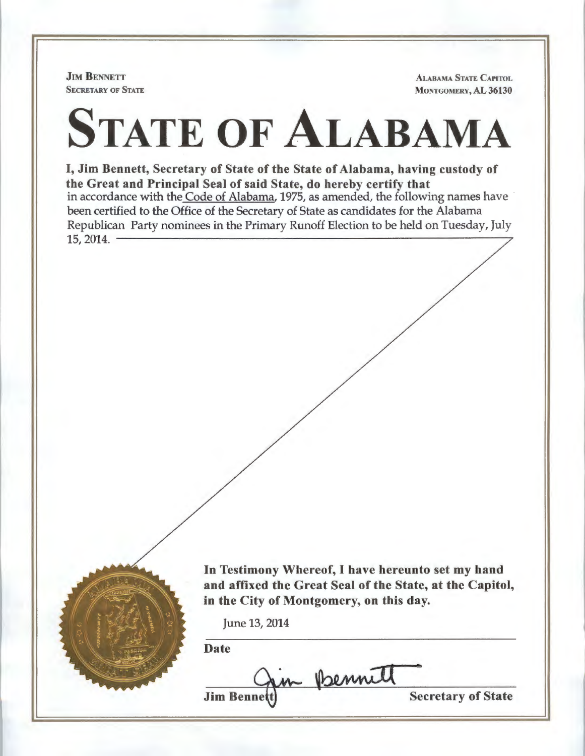**JIM BENNETT**
**SECRETARY OF STATE**

**ALABAMA STATE CAPITOL**
**MONTGOMERY, AL 36130**

# STATE OF ALABAMA

**I, Jim Bennett, Secretary of State of the State of Alabama, having custody of the Great and Principal Seal of said State, do hereby certify that**
in accordance with the Code of Alabama, 1975, as amended, the following names have been certified to the Office of the Secretary of State as candidates for the Alabama Republican Party nominees in the Primary Runoff Election to be held on Tuesday, July 15, 2014.

**In Testimony Whereof, I have hereunto set my hand and affixed the Great Seal of the State, at the Capitol, in the City of Montgomery, on this day.**

June 13, 2014

**Date**

Jim Bennett

**Jim Bennett** **Secretary of State**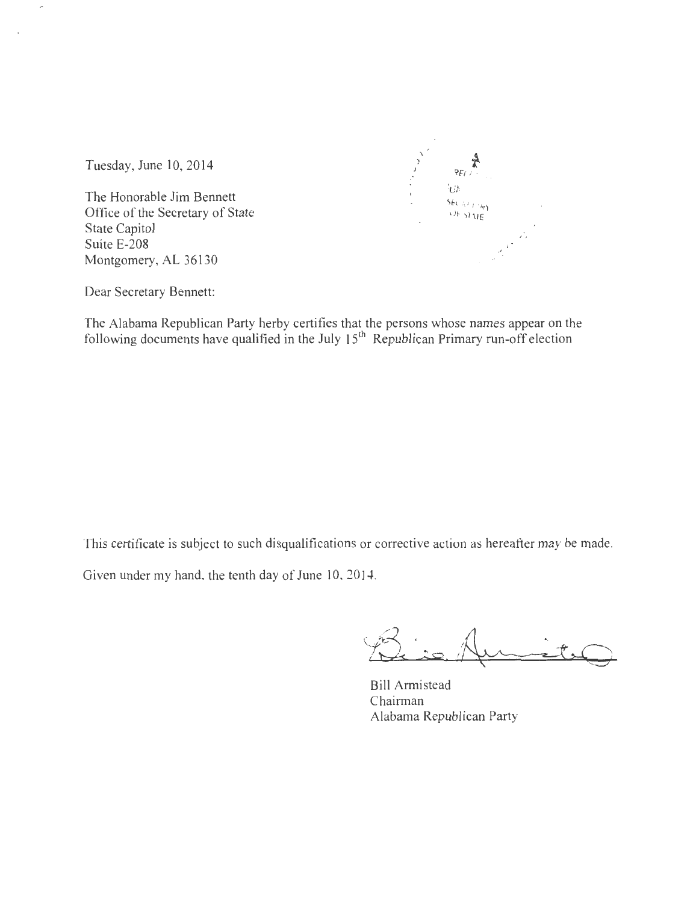Tuesday, June 10, 2014

The Honorable Jim Bennett
Office of the Secretary of State
State Capitol
Suite E-208
Montgomery, AL 36130

Dear Secretary Bennett:

The Alabama Republican Party herby certifies that the persons whose names appear on the following documents have qualified in the July 15th Republican Primary run-off election

This certificate is subject to such disqualifications or corrective action as hereafter may be made.

Given under my hand, the tenth day of June 10, 2014.

Bill Armistead
Chairman
Alabama Republican Party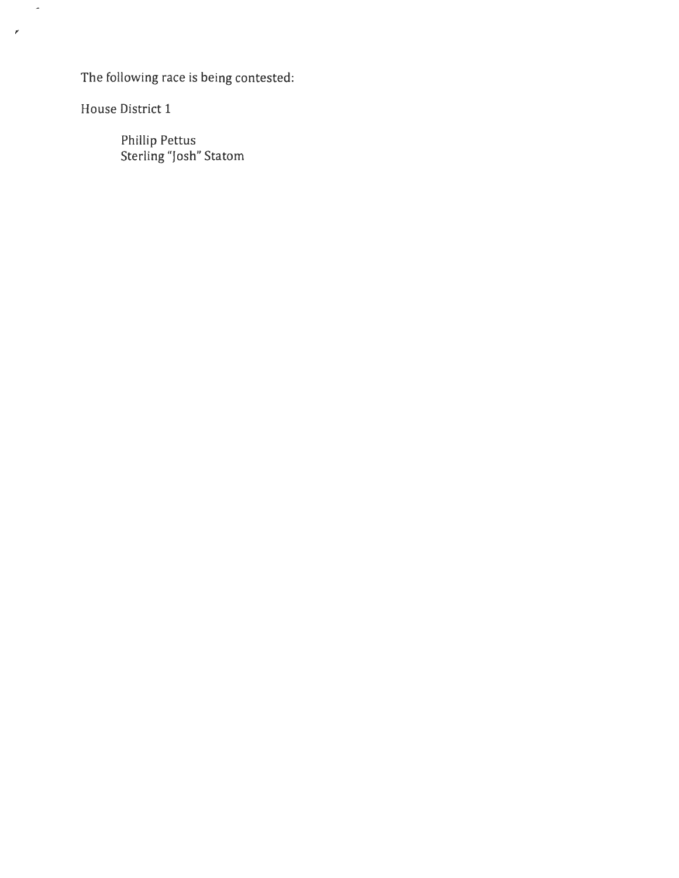The following race is being contested:

House District 1

Phillip Pettus
Sterling "Josh" Statom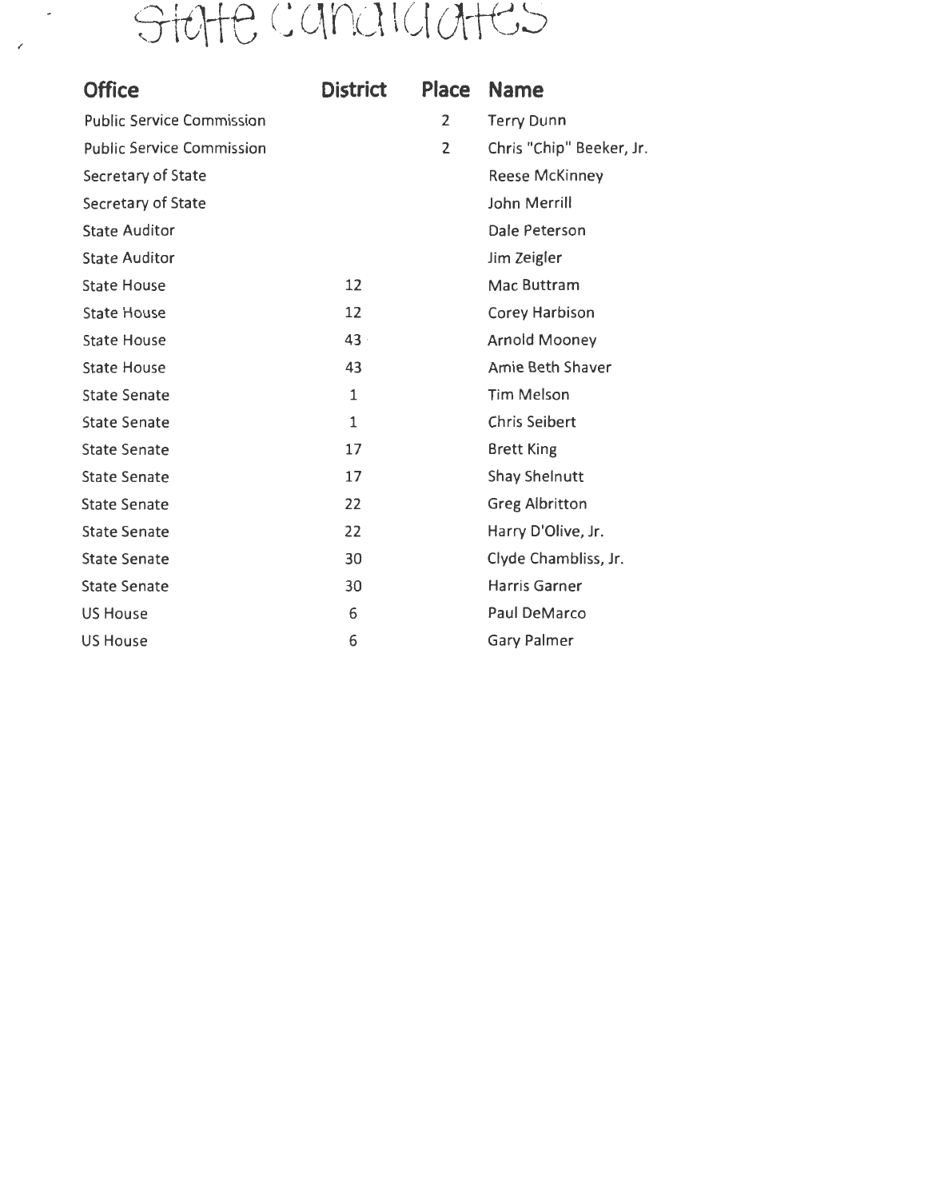# State Candidates

| Office | District | Place | Name |
|---|---|---|---|
| Public Service Commission | | 2 | Terry Dunn |
| Public Service Commission | | 2 | Chris "Chip" Beeker, Jr. |
| Secretary of State | | | Reese McKinney |
| Secretary of State | | | John Merrill |
| State Auditor | | | Dale Peterson |
| State Auditor | | | Jim Zeigler |
| State House | 12 | | Mac Buttram |
| State House | 12 | | Corey Harbison |
| State House | 43 | | Arnold Mooney |
| State House | 43 | | Amie Beth Shaver |
| State Senate | 1 | | Tim Melson |
| State Senate | 1 | | Chris Seibert |
| State Senate | 17 | | Brett King |
| State Senate | 17 | | Shay Shelnutt |
| State Senate | 22 | | Greg Albritton |
| State Senate | 22 | | Harry D'Olive, Jr. |
| State Senate | 30 | | Clyde Chambliss, Jr. |
| State Senate | 30 | | Harris Garner |
| US House | 6 | | Paul DeMarco |
| US House | 6 | | Gary Palmer |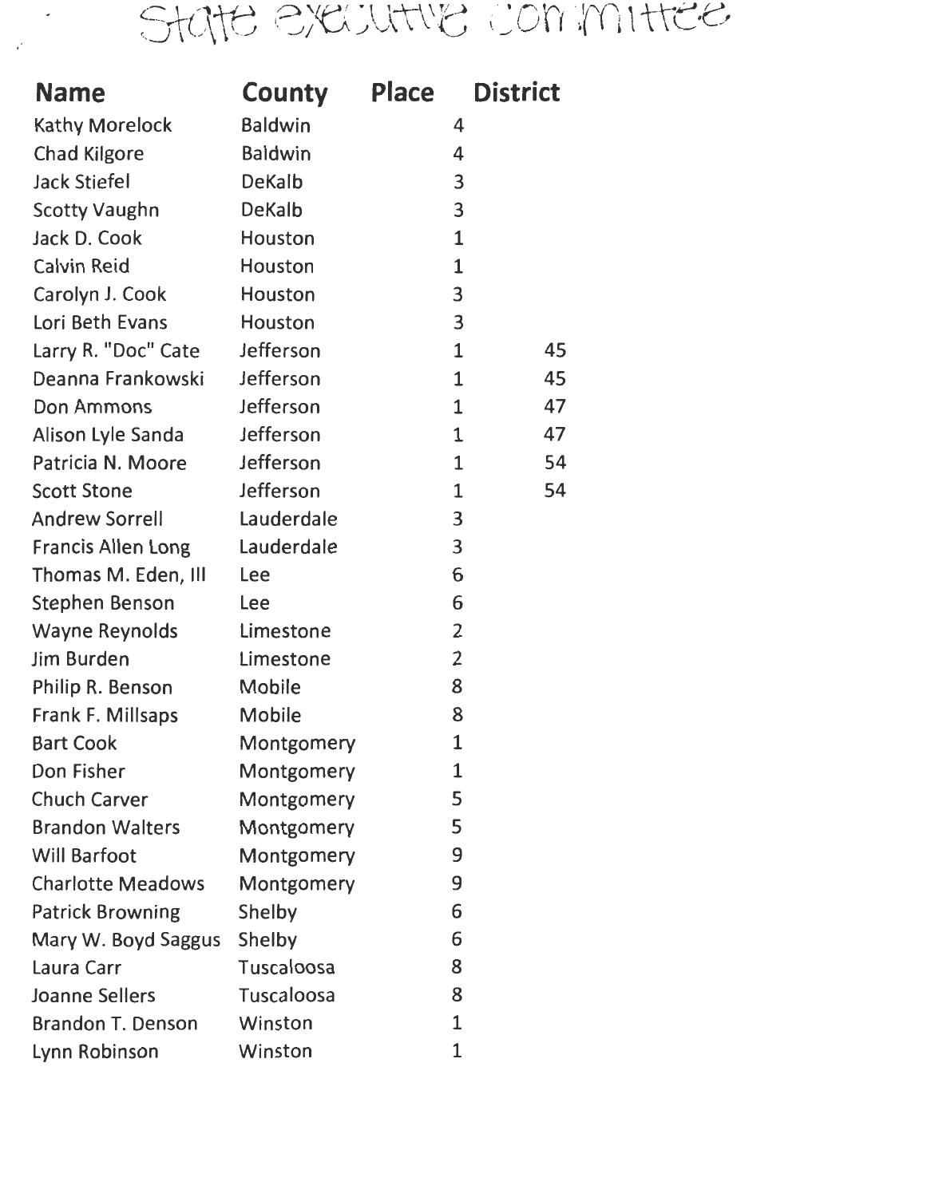# State Executive Committee

| Name | County | Place | District |
|---|---|---|---|
| Kathy Morelock | Baldwin | 4 | |
| Chad Kilgore | Baldwin | 4 | |
| Jack Stiefel | DeKalb | 3 | |
| Scotty Vaughn | DeKalb | 3 | |
| Jack D. Cook | Houston | 1 | |
| Calvin Reid | Houston | 1 | |
| Carolyn J. Cook | Houston | 3 | |
| Lori Beth Evans | Houston | 3 | |
| Larry R. "Doc" Cate | Jefferson | 1 | 45 |
| Deanna Frankowski | Jefferson | 1 | 45 |
| Don Ammons | Jefferson | 1 | 47 |
| Alison Lyle Sanda | Jefferson | 1 | 47 |
| Patricia N. Moore | Jefferson | 1 | 54 |
| Scott Stone | Jefferson | 1 | 54 |
| Andrew Sorrell | Lauderdale | 3 | |
| Francis Allen Long | Lauderdale | 3 | |
| Thomas M. Eden, III | Lee | 6 | |
| Stephen Benson | Lee | 6 | |
| Wayne Reynolds | Limestone | 2 | |
| Jim Burden | Limestone | 2 | |
| Philip R. Benson | Mobile | 8 | |
| Frank F. Millsaps | Mobile | 8 | |
| Bart Cook | Montgomery | 1 | |
| Don Fisher | Montgomery | 1 | |
| Chuch Carver | Montgomery | 5 | |
| Brandon Walters | Montgomery | 5 | |
| Will Barfoot | Montgomery | 9 | |
| Charlotte Meadows | Montgomery | 9 | |
| Patrick Browning | Shelby | 6 | |
| Mary W. Boyd Saggus | Shelby | 6 | |
| Laura Carr | Tuscaloosa | 8 | |
| Joanne Sellers | Tuscaloosa | 8 | |
| Brandon T. Denson | Winston | 1 | |
| Lynn Robinson | Winston | 1 | |